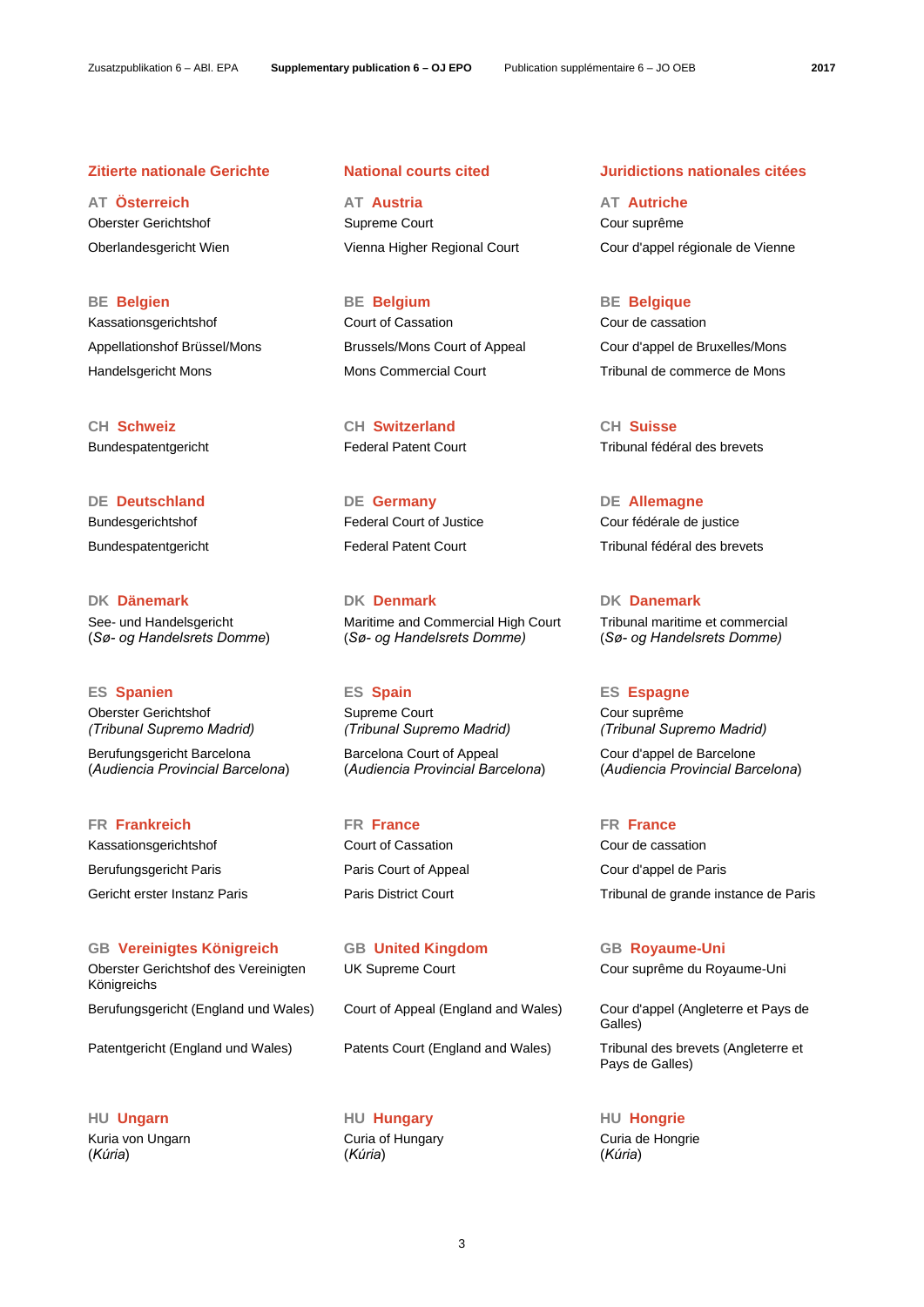| Zitierte nationale Gerichte | National courts cited | Juridictions nationales citées |
|---|---|---|
| **AT Österreich** | **AT Austria** | **AT Autriche** |
| Oberster Gerichtshof | Supreme Court | Cour suprême |
| Oberlandesgericht Wien | Vienna Higher Regional Court | Cour d'appel régionale de Vienne |
| **BE Belgien** | **BE Belgium** | **BE Belgique** |
| Kassationsgerichtshof | Court of Cassation | Cour de cassation |
| Appellationshof Brüssel/Mons | Brussels/Mons Court of Appeal | Cour d'appel de Bruxelles/Mons |
| Handelsgericht Mons | Mons Commercial Court | Tribunal de commerce de Mons |
| **CH Schweiz** | **CH Switzerland** | **CH Suisse** |
| Bundespatentgericht | Federal Patent Court | Tribunal fédéral des brevets |
| **DE Deutschland** | **DE Germany** | **DE Allemagne** |
| Bundesgerichtshof | Federal Court of Justice | Cour fédérale de justice |
| Bundespatentgericht | Federal Patent Court | Tribunal fédéral des brevets |
| **DK Dänemark** | **DK Denmark** | **DK Danemark** |
| See- und Handelsgericht (*Sø- og Handelsrets Domme*) | Maritime and Commercial High Court (*Sø- og Handelsrets Domme)* | Tribunal maritime et commercial (*Sø- og Handelsrets Domme)* |
| **ES Spanien** | **ES Spain** | **ES Espagne** |
| Oberster Gerichtshof *(Tribunal Supremo Madrid)* | Supreme Court *(Tribunal Supremo Madrid)* | Cour suprême *(Tribunal Supremo Madrid)* |
| Berufungsgericht Barcelona (*Audiencia Provincial Barcelona*) | Barcelona Court of Appeal (*Audiencia Provincial Barcelona*) | Cour d'appel de Barcelone (*Audiencia Provincial Barcelona*) |
| **FR Frankreich** | **FR France** | **FR France** |
| Kassationsgerichtshof | Court of Cassation | Cour de cassation |
| Berufungsgericht Paris | Paris Court of Appeal | Cour d'appel de Paris |
| Gericht erster Instanz Paris | Paris District Court | Tribunal de grande instance de Paris |
| **GB Vereinigtes Königreich** | **GB United Kingdom** | **GB Royaume-Uni** |
| Oberster Gerichtshof des Vereinigten Königreichs | UK Supreme Court | Cour suprême du Royaume-Uni |
| Berufungsgericht (England und Wales) | Court of Appeal (England and Wales) | Cour d'appel (Angleterre et Pays de Galles) |
| Patentgericht (England und Wales) | Patents Court (England and Wales) | Tribunal des brevets (Angleterre et Pays de Galles) |
| **HU Ungarn** | **HU Hungary** | **HU Hongrie** |
| Kuria von Ungarn (*Kúria*) | Curia of Hungary (*Kúria*) | Curia de Hongrie (*Kúria*) |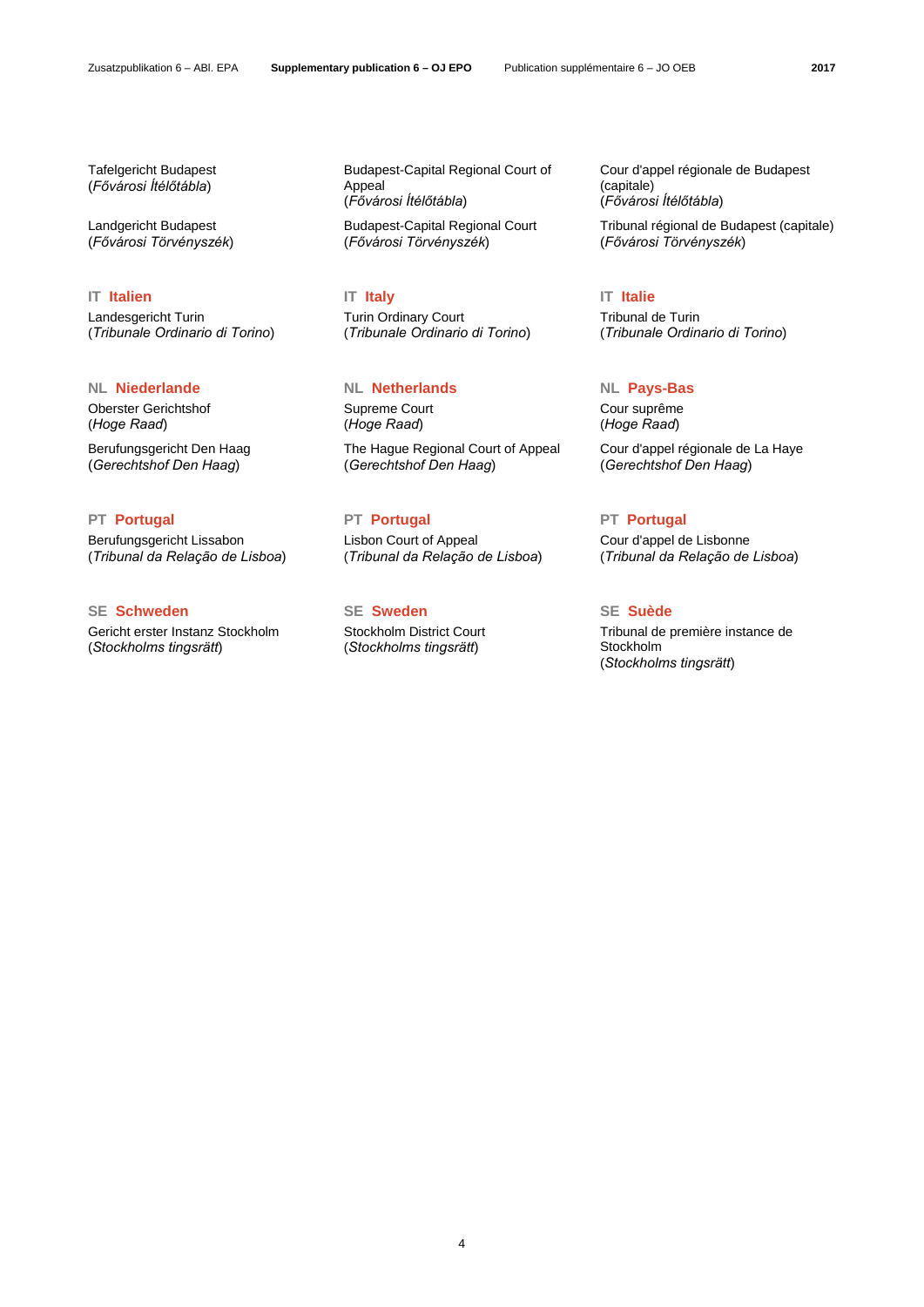Tafelgericht Budapest
(*Fővárosi Ítélőtábla*)

Landgericht Budapest
(*Fővárosi Törvényszék*)

Budapest-Capital Regional Court of Appeal
(*Fővárosi Ítélőtábla*)

Budapest-Capital Regional Court
(*Fővárosi Törvényszék*)

Cour d'appel régionale de Budapest (capitale)
(*Fővárosi Ítélőtábla*)

Tribunal régional de Budapest (capitale)
(*Fővárosi Törvényszék*)

### IT Italien

Landesgericht Turin
(*Tribunale Ordinario di Torino*)

### IT Italy

Turin Ordinary Court
(*Tribunale Ordinario di Torino*)

### IT Italie

Tribunal de Turin
(*Tribunale Ordinario di Torino*)

### NL Niederlande

Oberster Gerichtshof
(*Hoge Raad*)

Berufungsgericht Den Haag
(*Gerechtshof Den Haag*)

### NL Netherlands

Supreme Court
(*Hoge Raad*)

The Hague Regional Court of Appeal
(*Gerechtshof Den Haag*)

### NL Pays-Bas

Cour suprême
(*Hoge Raad*)

Cour d'appel régionale de La Haye
(*Gerechtshof Den Haag*)

### PT Portugal

Berufungsgericht Lissabon
(*Tribunal da Relação de Lisboa*)

### PT Portugal

Lisbon Court of Appeal
(*Tribunal da Relação de Lisboa*)

### PT Portugal

Cour d'appel de Lisbonne
(*Tribunal da Relação de Lisboa*)

### SE Schweden

Gericht erster Instanz Stockholm
(*Stockholms tingsrätt*)

### SE Sweden

Stockholm District Court
(*Stockholms tingsrätt*)

### SE Suède

Tribunal de première instance de Stockholm
(*Stockholms tingsrätt*)